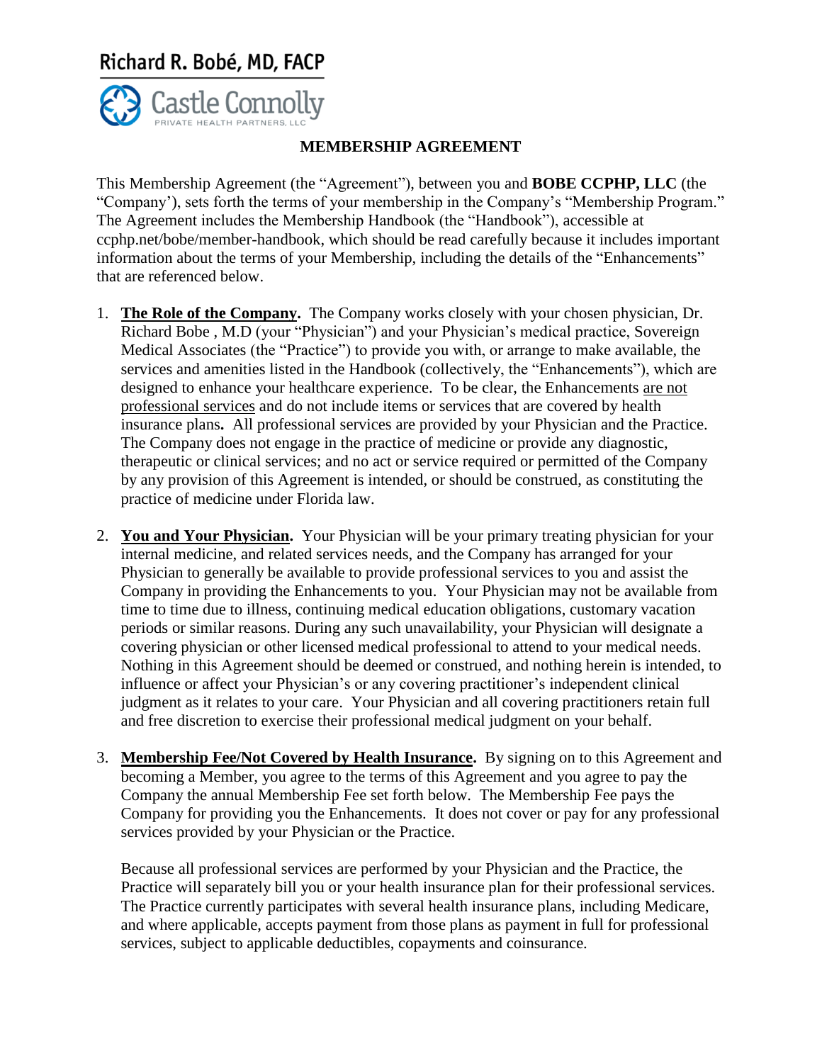Richard R. Bobé, MD, FACP

Castle Connolly PRIVATE HEALTH PARTNERS, LLC

## MEMBERSHIP AGREEMENT

This Membership Agreement (the "Agreement"), between you and **BOBE CCPHP, LLC** (the "Company'), sets forth the terms of your membership in the Company's "Membership Program." The Agreement includes the Membership Handbook (the "Handbook"), accessible at ccphp.net/bobe/member-handbook, which should be read carefully because it includes important information about the terms of your Membership, including the details of the "Enhancements" that are referenced below.

1. **The Role of the Company.** The Company works closely with your chosen physician, Dr. Richard Bobe , M.D (your "Physician") and your Physician's medical practice, Sovereign Medical Associates (the "Practice") to provide you with, or arrange to make available, the services and amenities listed in the Handbook (collectively, the "Enhancements"), which are designed to enhance your healthcare experience. To be clear, the Enhancements are not professional services and do not include items or services that are covered by health insurance plans**.** All professional services are provided by your Physician and the Practice. The Company does not engage in the practice of medicine or provide any diagnostic, therapeutic or clinical services; and no act or service required or permitted of the Company by any provision of this Agreement is intended, or should be construed, as constituting the practice of medicine under Florida law.

2. **You and Your Physician.** Your Physician will be your primary treating physician for your internal medicine, and related services needs, and the Company has arranged for your Physician to generally be available to provide professional services to you and assist the Company in providing the Enhancements to you. Your Physician may not be available from time to time due to illness, continuing medical education obligations, customary vacation periods or similar reasons. During any such unavailability, your Physician will designate a covering physician or other licensed medical professional to attend to your medical needs. Nothing in this Agreement should be deemed or construed, and nothing herein is intended, to influence or affect your Physician's or any covering practitioner's independent clinical judgment as it relates to your care. Your Physician and all covering practitioners retain full and free discretion to exercise their professional medical judgment on your behalf.

3. **Membership Fee/Not Covered by Health Insurance.** By signing on to this Agreement and becoming a Member, you agree to the terms of this Agreement and you agree to pay the Company the annual Membership Fee set forth below. The Membership Fee pays the Company for providing you the Enhancements. It does not cover or pay for any professional services provided by your Physician or the Practice.

   Because all professional services are performed by your Physician and the Practice, the Practice will separately bill you or your health insurance plan for their professional services. The Practice currently participates with several health insurance plans, including Medicare, and where applicable, accepts payment from those plans as payment in full for professional services, subject to applicable deductibles, copayments and coinsurance.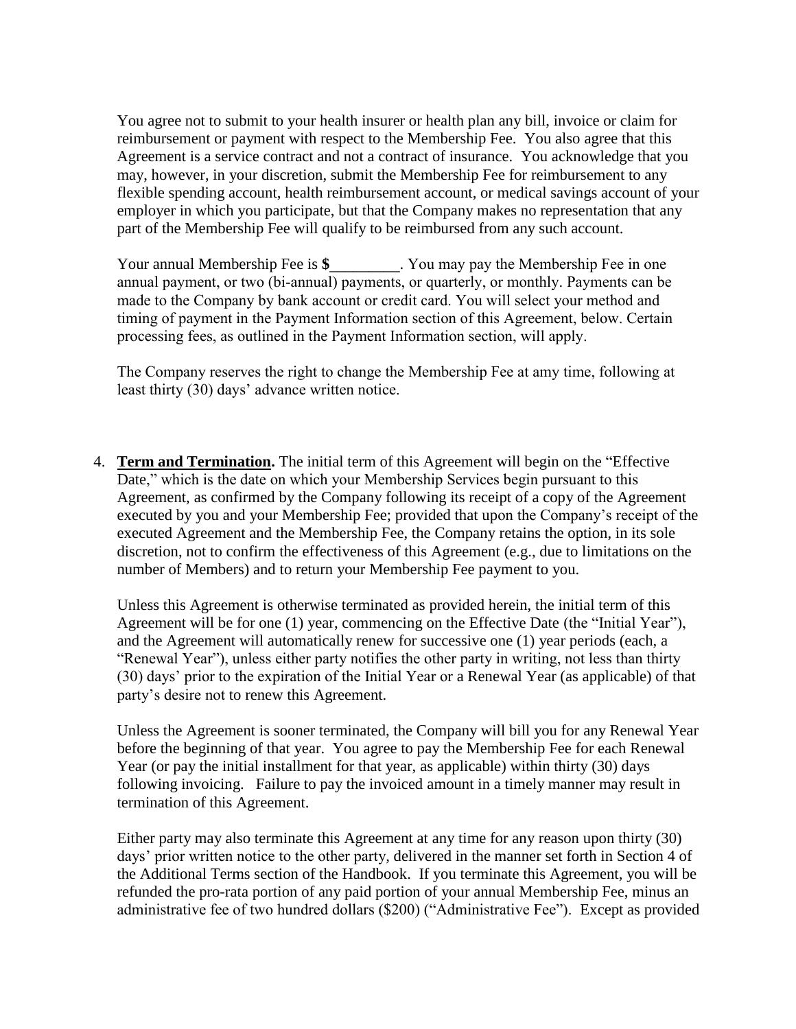You agree not to submit to your health insurer or health plan any bill, invoice or claim for reimbursement or payment with respect to the Membership Fee. You also agree that this Agreement is a service contract and not a contract of insurance. You acknowledge that you may, however, in your discretion, submit the Membership Fee for reimbursement to any flexible spending account, health reimbursement account, or medical savings account of your employer in which you participate, but that the Company makes no representation that any part of the Membership Fee will qualify to be reimbursed from any such account.

Your annual Membership Fee is **$_________**. You may pay the Membership Fee in one annual payment, or two (bi-annual) payments, or quarterly, or monthly. Payments can be made to the Company by bank account or credit card. You will select your method and timing of payment in the Payment Information section of this Agreement, below. Certain processing fees, as outlined in the Payment Information section, will apply.

The Company reserves the right to change the Membership Fee at amy time, following at least thirty (30) days' advance written notice.

4. **Term and Termination.** The initial term of this Agreement will begin on the "Effective Date," which is the date on which your Membership Services begin pursuant to this Agreement, as confirmed by the Company following its receipt of a copy of the Agreement executed by you and your Membership Fee; provided that upon the Company's receipt of the executed Agreement and the Membership Fee, the Company retains the option, in its sole discretion, not to confirm the effectiveness of this Agreement (e.g., due to limitations on the number of Members) and to return your Membership Fee payment to you.

   Unless this Agreement is otherwise terminated as provided herein, the initial term of this Agreement will be for one (1) year, commencing on the Effective Date (the "Initial Year"), and the Agreement will automatically renew for successive one (1) year periods (each, a "Renewal Year"), unless either party notifies the other party in writing, not less than thirty (30) days' prior to the expiration of the Initial Year or a Renewal Year (as applicable) of that party's desire not to renew this Agreement.

   Unless the Agreement is sooner terminated, the Company will bill you for any Renewal Year before the beginning of that year. You agree to pay the Membership Fee for each Renewal Year (or pay the initial installment for that year, as applicable) within thirty (30) days following invoicing. Failure to pay the invoiced amount in a timely manner may result in termination of this Agreement.

   Either party may also terminate this Agreement at any time for any reason upon thirty (30) days' prior written notice to the other party, delivered in the manner set forth in Section 4 of the Additional Terms section of the Handbook. If you terminate this Agreement, you will be refunded the pro-rata portion of any paid portion of your annual Membership Fee, minus an administrative fee of two hundred dollars ($200) ("Administrative Fee"). Except as provided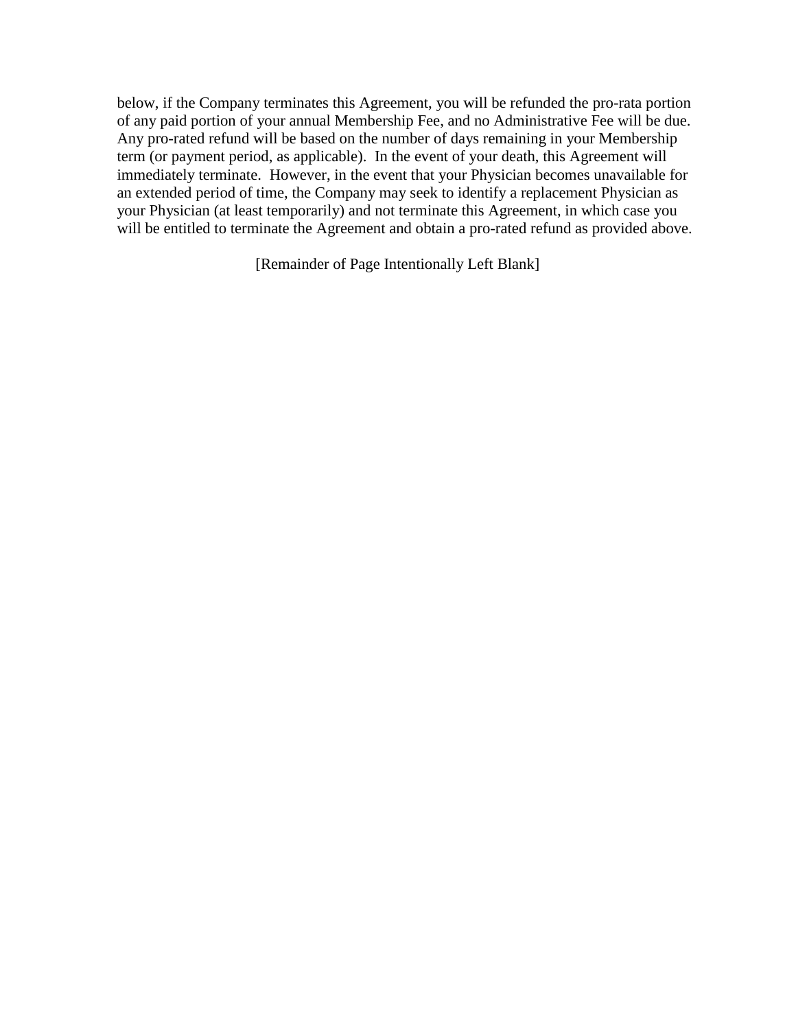below, if the Company terminates this Agreement, you will be refunded the pro-rata portion of any paid portion of your annual Membership Fee, and no Administrative Fee will be due. Any pro-rated refund will be based on the number of days remaining in your Membership term (or payment period, as applicable). In the event of your death, this Agreement will immediately terminate. However, in the event that your Physician becomes unavailable for an extended period of time, the Company may seek to identify a replacement Physician as your Physician (at least temporarily) and not terminate this Agreement, in which case you will be entitled to terminate the Agreement and obtain a pro-rated refund as provided above.

[Remainder of Page Intentionally Left Blank]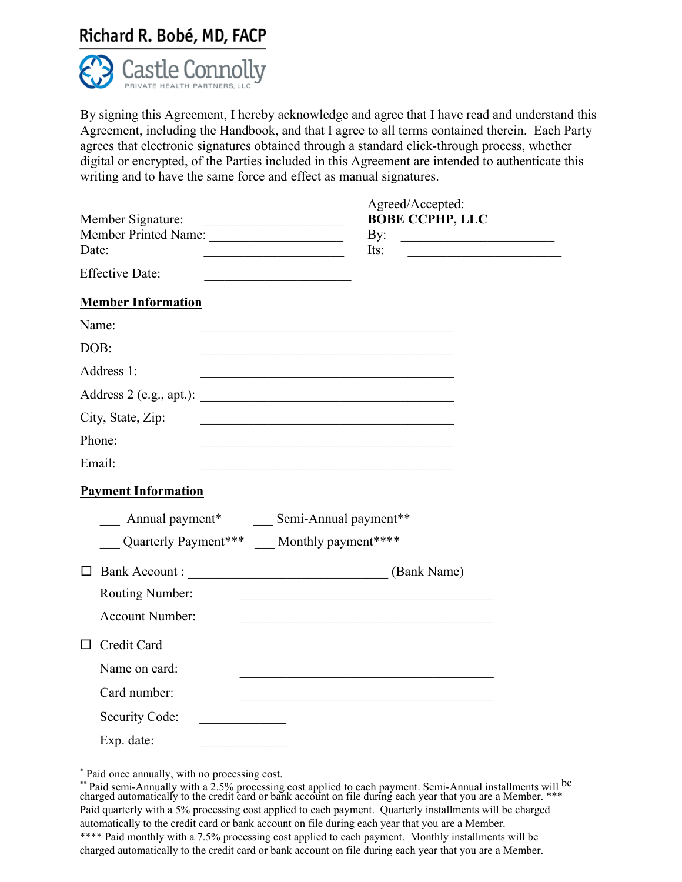Richard R. Bobé, MD, FACP

Castle Connolly

PRIVATE HEALTH PARTNERS, LLC

By signing this Agreement, I hereby acknowledge and agree that I have read and understand this Agreement, including the Handbook, and that I agree to all terms contained therein. Each Party agrees that electronic signatures obtained through a standard click-through process, whether digital or encrypted, of the Parties included in this Agreement are intended to authenticate this writing and to have the same force and effect as manual signatures.

Member Signature: ____________________
Member Printed Name: ____________________
Date: ____________________

Agreed/Accepted:
**BOBE CCPHP, LLC**
By: ______________________
Its: ______________________

Effective Date: ____________________

## Member Information

Name: ______________________________________

DOB: ______________________________________

Address 1: ______________________________________

Address 2 (e.g., apt.): ______________________________________

City, State, Zip: ______________________________________

Phone: ______________________________________

Email: ______________________________________

## Payment Information

___ Annual payment* ___ Semi-Annual payment**

___ Quarterly Payment*** ___ Monthly payment****

☐ Bank Account : ______________________________ (Bank Name)

Routing Number: ______________________________________

Account Number: ______________________________________

☐ Credit Card

Name on card: ______________________________________

Card number: ______________________________________

Security Code: ____________

Exp. date: ____________

* Paid once annually, with no processing cost.
** Paid semi-Annually with a 2.5% processing cost applied to each payment. Semi-Annual installments will be charged automatically to the credit card or bank account on file during each year that you are a Member.
*** Paid quarterly with a 5% processing cost applied to each payment. Quarterly installments will be charged automatically to the credit card or bank account on file during each year that you are a Member.
**** Paid monthly with a 7.5% processing cost applied to each payment. Monthly installments will be charged automatically to the credit card or bank account on file during each year that you are a Member.